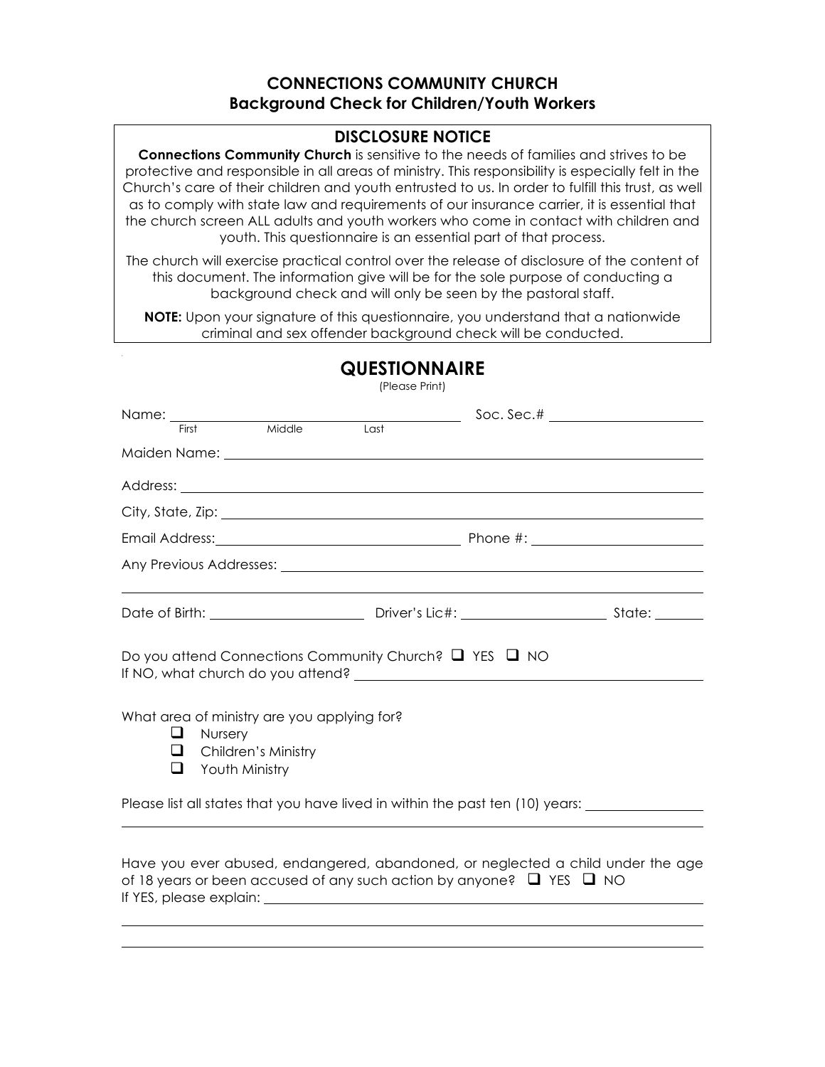## CONNECTIONS COMMUNITY CHURCH
## Background Check for Children/Youth Workers

### DISCLOSURE NOTICE

**Connections Community Church** is sensitive to the needs of families and strives to be protective and responsible in all areas of ministry. This responsibility is especially felt in the Church's care of their children and youth entrusted to us. In order to fulfill this trust, as well as to comply with state law and requirements of our insurance carrier, it is essential that the church screen ALL adults and youth workers who come in contact with children and youth. This questionnaire is an essential part of that process.

The church will exercise practical control over the release of disclosure of the content of this document. The information give will be for the sole purpose of conducting a background check and will only be seen by the pastoral staff.

**NOTE:** Upon your signature of this questionnaire, you understand that a nationwide criminal and sex offender background check will be conducted.

## QUESTIONNAIRE

(Please Print)

Name: ______________________________ Soc. Sec.# ____________________
First Middle Last

Maiden Name: ____________________________________________

Address: ____________________________________________

City, State, Zip: ____________________________________________

Email Address: ______________________________ Phone #: ____________________

Any Previous Addresses: ____________________________________________

____________________________________________

Date of Birth: ____________________ Driver's Lic#: ____________________ State: ________

Do you attend Connections Community Church? ☐ YES ☐ NO
If NO, what church do you attend? ____________________________________________

What area of ministry are you applying for?

- ☐ Nursery
- ☐ Children's Ministry
- ☐ Youth Ministry

Please list all states that you have lived in within the past ten (10) years: ____________________

____________________________________________

Have you ever abused, endangered, abandoned, or neglected a child under the age of 18 years or been accused of any such action by anyone? ☐ YES ☐ NO
If YES, please explain: ____________________________________________

____________________________________________

____________________________________________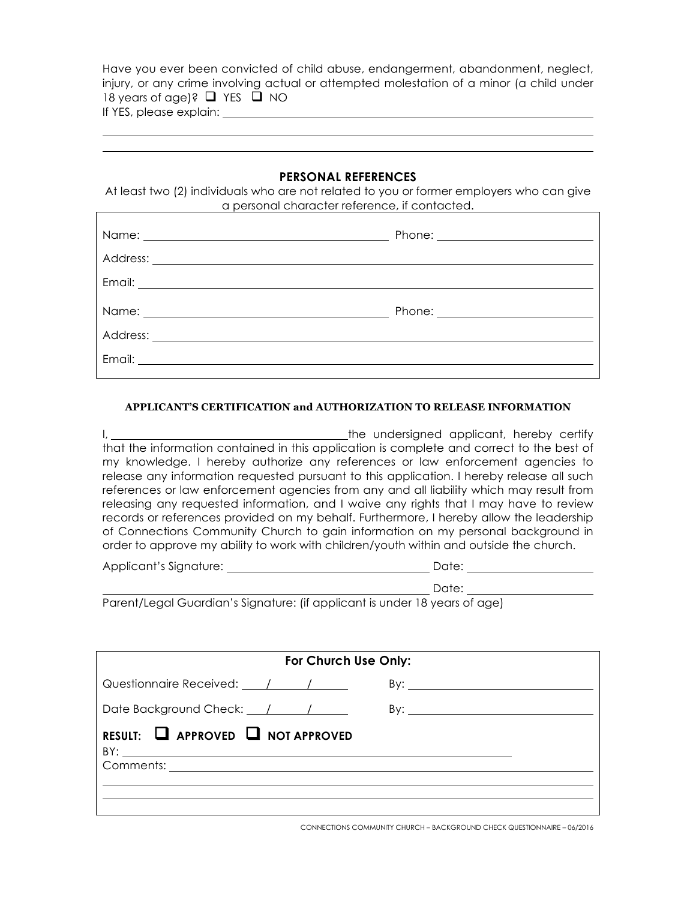Have you ever been convicted of child abuse, endangerment, abandonment, neglect, injury, or any crime involving actual or attempted molestation of a minor (a child under 18 years of age)? ☐ YES ☐ NO

If YES, please explain: \_\_\_\_\_\_\_\_\_\_\_\_\_\_\_\_\_\_\_\_\_\_\_\_\_\_\_\_\_\_\_\_\_\_\_\_\_\_\_\_\_\_\_\_\_\_\_\_\_\_\_\_

\_\_\_\_\_\_\_\_\_\_\_\_\_\_\_\_\_\_\_\_\_\_\_\_\_\_\_\_\_\_\_\_\_\_\_\_\_\_\_\_\_\_\_\_\_\_\_\_\_\_\_\_\_\_\_\_\_\_\_\_\_\_\_\_\_\_\_\_\_\_\_\_

\_\_\_\_\_\_\_\_\_\_\_\_\_\_\_\_\_\_\_\_\_\_\_\_\_\_\_\_\_\_\_\_\_\_\_\_\_\_\_\_\_\_\_\_\_\_\_\_\_\_\_\_\_\_\_\_\_\_\_\_\_\_\_\_\_\_\_\_\_\_\_\_

## PERSONAL REFERENCES

At least two (2) individuals who are not related to you or former employers who can give a personal character reference, if contacted.

Name: \_\_\_\_\_\_\_\_\_\_\_\_\_\_\_\_\_\_\_\_\_\_\_\_\_\_\_\_\_\_\_\_\_\_\_\_\_\_\_\_ Phone: \_\_\_\_\_\_\_\_\_\_\_\_\_\_\_\_\_\_\_\_\_\_\_\_\_\_

Address: \_\_\_\_\_\_\_\_\_\_\_\_\_\_\_\_\_\_\_\_\_\_\_\_\_\_\_\_\_\_\_\_\_\_\_\_\_\_\_\_\_\_\_\_\_\_\_\_\_\_\_\_\_\_\_\_\_\_\_\_\_\_\_\_\_\_\_\_

Email: \_\_\_\_\_\_\_\_\_\_\_\_\_\_\_\_\_\_\_\_\_\_\_\_\_\_\_\_\_\_\_\_\_\_\_\_\_\_\_\_\_\_\_\_\_\_\_\_\_\_\_\_\_\_\_\_\_\_\_\_\_\_\_\_\_\_\_\_\_\_

Name: \_\_\_\_\_\_\_\_\_\_\_\_\_\_\_\_\_\_\_\_\_\_\_\_\_\_\_\_\_\_\_\_\_\_\_\_\_\_\_\_ Phone: \_\_\_\_\_\_\_\_\_\_\_\_\_\_\_\_\_\_\_\_\_\_\_\_\_\_

Address: \_\_\_\_\_\_\_\_\_\_\_\_\_\_\_\_\_\_\_\_\_\_\_\_\_\_\_\_\_\_\_\_\_\_\_\_\_\_\_\_\_\_\_\_\_\_\_\_\_\_\_\_\_\_\_\_\_\_\_\_\_\_\_\_\_\_\_\_

Email: \_\_\_\_\_\_\_\_\_\_\_\_\_\_\_\_\_\_\_\_\_\_\_\_\_\_\_\_\_\_\_\_\_\_\_\_\_\_\_\_\_\_\_\_\_\_\_\_\_\_\_\_\_\_\_\_\_\_\_\_\_\_\_\_\_\_\_\_\_\_

### APPLICANT'S CERTIFICATION and AUTHORIZATION TO RELEASE INFORMATION

I, \_\_\_\_\_\_\_\_\_\_\_\_\_\_\_\_\_\_\_\_\_\_\_\_\_\_\_\_\_\_\_\_\_\_\_\_\_\_\_\_ the undersigned applicant, hereby certify that the information contained in this application is complete and correct to the best of my knowledge. I hereby authorize any references or law enforcement agencies to release any information requested pursuant to this application. I hereby release all such references or law enforcement agencies from any and all liability which may result from releasing any requested information, and I waive any rights that I may have to review records or references provided on my behalf. Furthermore, I hereby allow the leadership of Connections Community Church to gain information on my personal background in order to approve my ability to work with children/youth within and outside the church.

Applicant's Signature: \_\_\_\_\_\_\_\_\_\_\_\_\_\_\_\_\_\_\_\_\_\_\_\_\_\_\_\_\_\_\_\_\_\_\_\_ Date: \_\_\_\_\_\_\_\_\_\_\_\_\_\_\_\_\_\_\_\_

\_\_\_\_\_\_\_\_\_\_\_\_\_\_\_\_\_\_\_\_\_\_\_\_\_\_\_\_\_\_\_\_\_\_\_\_\_\_\_\_\_\_\_\_\_\_\_\_\_\_\_\_\_\_\_\_ Date: \_\_\_\_\_\_\_\_\_\_\_\_\_\_\_\_\_\_\_\_

Parent/Legal Guardian's Signature: (if applicant is under 18 years of age)

**For Church Use Only:**

Questionnaire Received: \_\_\_\_/\_\_\_\_/\_\_\_\_ By: \_\_\_\_\_\_\_\_\_\_\_\_\_\_\_\_\_\_\_\_\_\_\_\_\_\_\_\_\_\_

Date Background Check: \_\_\_\_/\_\_\_\_/\_\_\_\_ By: \_\_\_\_\_\_\_\_\_\_\_\_\_\_\_\_\_\_\_\_\_\_\_\_\_\_\_\_\_\_

**RESULT: ☐ APPROVED ☐ NOT APPROVED**

BY: \_\_\_\_\_\_\_\_\_\_\_\_\_\_\_\_\_\_\_\_\_\_\_\_\_\_\_\_\_\_\_\_\_\_\_\_\_\_\_\_\_\_\_\_\_\_\_\_\_\_\_\_\_\_\_\_\_\_\_\_\_\_\_\_

Comments: \_\_\_\_\_\_\_\_\_\_\_\_\_\_\_\_\_\_\_\_\_\_\_\_\_\_\_\_\_\_\_\_\_\_\_\_\_\_\_\_\_\_\_\_\_\_\_\_\_\_\_\_\_\_\_\_\_\_\_\_\_\_\_\_\_\_\_

\_\_\_\_\_\_\_\_\_\_\_\_\_\_\_\_\_\_\_\_\_\_\_\_\_\_\_\_\_\_\_\_\_\_\_\_\_\_\_\_\_\_\_\_\_\_\_\_\_\_\_\_\_\_\_\_\_\_\_\_\_\_\_\_\_\_\_\_\_\_\_\_

\_\_\_\_\_\_\_\_\_\_\_\_\_\_\_\_\_\_\_\_\_\_\_\_\_\_\_\_\_\_\_\_\_\_\_\_\_\_\_\_\_\_\_\_\_\_\_\_\_\_\_\_\_\_\_\_\_\_\_\_\_\_\_\_\_\_\_\_\_\_\_\_